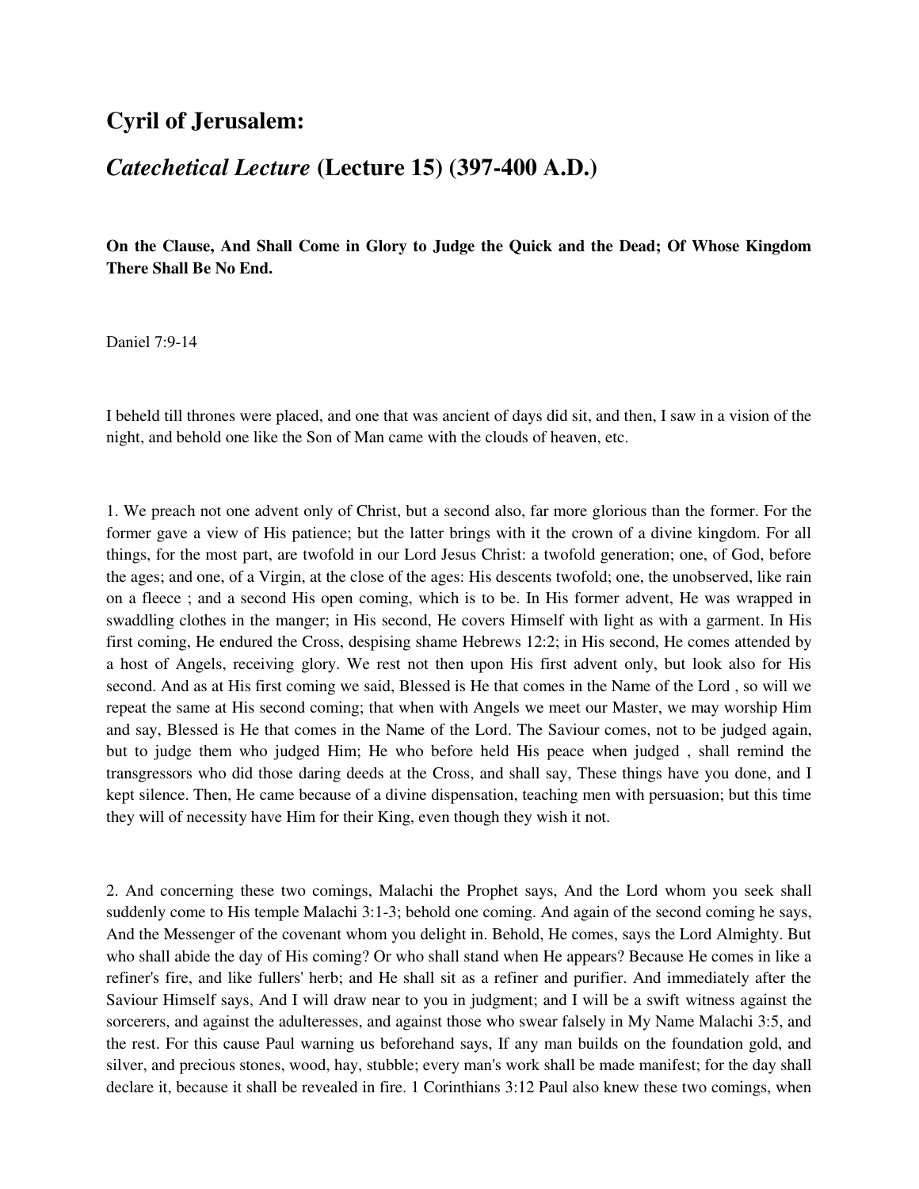# Cyril of Jerusalem:

## *Catechetical Lecture* (Lecture 15) (397-400 A.D.)

**On the Clause, And Shall Come in Glory to Judge the Quick and the Dead; Of Whose Kingdom There Shall Be No End.**

Daniel 7:9-14

I beheld till thrones were placed, and one that was ancient of days did sit, and then, I saw in a vision of the night, and behold one like the Son of Man came with the clouds of heaven, etc.

1. We preach not one advent only of Christ, but a second also, far more glorious than the former. For the former gave a view of His patience; but the latter brings with it the crown of a divine kingdom. For all things, for the most part, are twofold in our Lord Jesus Christ: a twofold generation; one, of God, before the ages; and one, of a Virgin, at the close of the ages: His descents twofold; one, the unobserved, like rain on a fleece ; and a second His open coming, which is to be. In His former advent, He was wrapped in swaddling clothes in the manger; in His second, He covers Himself with light as with a garment. In His first coming, He endured the Cross, despising shame Hebrews 12:2; in His second, He comes attended by a host of Angels, receiving glory. We rest not then upon His first advent only, but look also for His second. And as at His first coming we said, Blessed is He that comes in the Name of the Lord , so will we repeat the same at His second coming; that when with Angels we meet our Master, we may worship Him and say, Blessed is He that comes in the Name of the Lord. The Saviour comes, not to be judged again, but to judge them who judged Him; He who before held His peace when judged , shall remind the transgressors who did those daring deeds at the Cross, and shall say, These things have you done, and I kept silence. Then, He came because of a divine dispensation, teaching men with persuasion; but this time they will of necessity have Him for their King, even though they wish it not.

2. And concerning these two comings, Malachi the Prophet says, And the Lord whom you seek shall suddenly come to His temple Malachi 3:1-3; behold one coming. And again of the second coming he says, And the Messenger of the covenant whom you delight in. Behold, He comes, says the Lord Almighty. But who shall abide the day of His coming? Or who shall stand when He appears? Because He comes in like a refiner's fire, and like fullers' herb; and He shall sit as a refiner and purifier. And immediately after the Saviour Himself says, And I will draw near to you in judgment; and I will be a swift witness against the sorcerers, and against the adulteresses, and against those who swear falsely in My Name Malachi 3:5, and the rest. For this cause Paul warning us beforehand says, If any man builds on the foundation gold, and silver, and precious stones, wood, hay, stubble; every man's work shall be made manifest; for the day shall declare it, because it shall be revealed in fire. 1 Corinthians 3:12 Paul also knew these two comings, when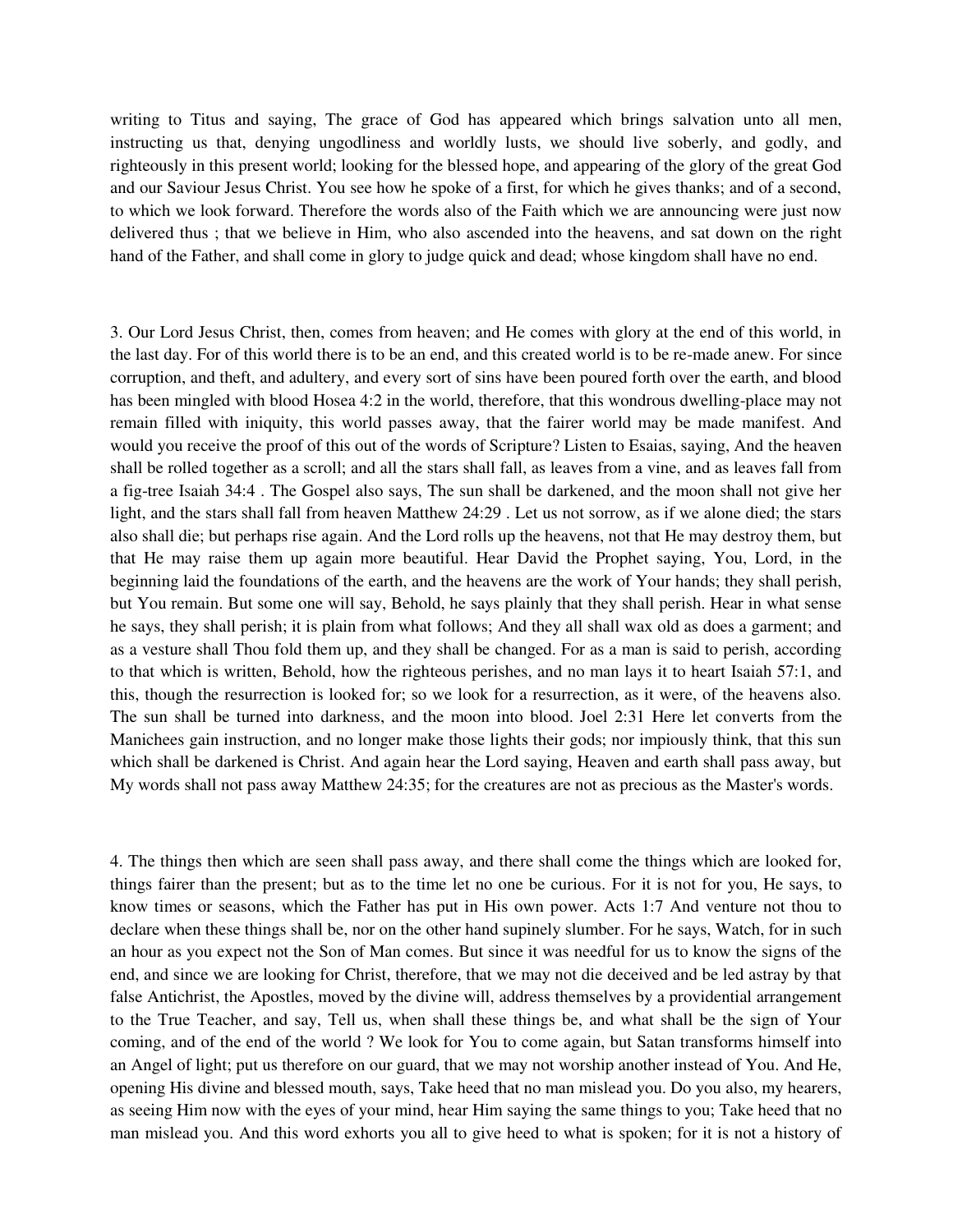writing to Titus and saying, The grace of God has appeared which brings salvation unto all men, instructing us that, denying ungodliness and worldly lusts, we should live soberly, and godly, and righteously in this present world; looking for the blessed hope, and appearing of the glory of the great God and our Saviour Jesus Christ. You see how he spoke of a first, for which he gives thanks; and of a second, to which we look forward. Therefore the words also of the Faith which we are announcing were just now delivered thus ; that we believe in Him, who also ascended into the heavens, and sat down on the right hand of the Father, and shall come in glory to judge quick and dead; whose kingdom shall have no end.

3. Our Lord Jesus Christ, then, comes from heaven; and He comes with glory at the end of this world, in the last day. For of this world there is to be an end, and this created world is to be re-made anew. For since corruption, and theft, and adultery, and every sort of sins have been poured forth over the earth, and blood has been mingled with blood Hosea 4:2 in the world, therefore, that this wondrous dwelling-place may not remain filled with iniquity, this world passes away, that the fairer world may be made manifest. And would you receive the proof of this out of the words of Scripture? Listen to Esaias, saying, And the heaven shall be rolled together as a scroll; and all the stars shall fall, as leaves from a vine, and as leaves fall from a fig-tree Isaiah 34:4 . The Gospel also says, The sun shall be darkened, and the moon shall not give her light, and the stars shall fall from heaven Matthew 24:29 . Let us not sorrow, as if we alone died; the stars also shall die; but perhaps rise again. And the Lord rolls up the heavens, not that He may destroy them, but that He may raise them up again more beautiful. Hear David the Prophet saying, You, Lord, in the beginning laid the foundations of the earth, and the heavens are the work of Your hands; they shall perish, but You remain. But some one will say, Behold, he says plainly that they shall perish. Hear in what sense he says, they shall perish; it is plain from what follows; And they all shall wax old as does a garment; and as a vesture shall Thou fold them up, and they shall be changed. For as a man is said to perish, according to that which is written, Behold, how the righteous perishes, and no man lays it to heart Isaiah 57:1, and this, though the resurrection is looked for; so we look for a resurrection, as it were, of the heavens also. The sun shall be turned into darkness, and the moon into blood. Joel 2:31 Here let converts from the Manichees gain instruction, and no longer make those lights their gods; nor impiously think, that this sun which shall be darkened is Christ. And again hear the Lord saying, Heaven and earth shall pass away, but My words shall not pass away Matthew 24:35; for the creatures are not as precious as the Master's words.

4. The things then which are seen shall pass away, and there shall come the things which are looked for, things fairer than the present; but as to the time let no one be curious. For it is not for you, He says, to know times or seasons, which the Father has put in His own power. Acts 1:7 And venture not thou to declare when these things shall be, nor on the other hand supinely slumber. For he says, Watch, for in such an hour as you expect not the Son of Man comes. But since it was needful for us to know the signs of the end, and since we are looking for Christ, therefore, that we may not die deceived and be led astray by that false Antichrist, the Apostles, moved by the divine will, address themselves by a providential arrangement to the True Teacher, and say, Tell us, when shall these things be, and what shall be the sign of Your coming, and of the end of the world ? We look for You to come again, but Satan transforms himself into an Angel of light; put us therefore on our guard, that we may not worship another instead of You. And He, opening His divine and blessed mouth, says, Take heed that no man mislead you. Do you also, my hearers, as seeing Him now with the eyes of your mind, hear Him saying the same things to you; Take heed that no man mislead you. And this word exhorts you all to give heed to what is spoken; for it is not a history of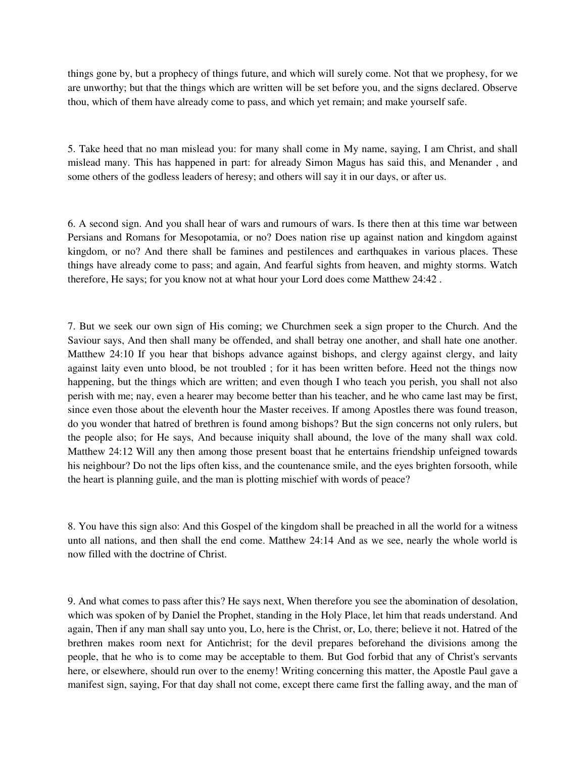things gone by, but a prophecy of things future, and which will surely come. Not that we prophesy, for we are unworthy; but that the things which are written will be set before you, and the signs declared. Observe thou, which of them have already come to pass, and which yet remain; and make yourself safe.

5. Take heed that no man mislead you: for many shall come in My name, saying, I am Christ, and shall mislead many. This has happened in part: for already Simon Magus has said this, and Menander , and some others of the godless leaders of heresy; and others will say it in our days, or after us.

6. A second sign. And you shall hear of wars and rumours of wars. Is there then at this time war between Persians and Romans for Mesopotamia, or no? Does nation rise up against nation and kingdom against kingdom, or no? And there shall be famines and pestilences and earthquakes in various places. These things have already come to pass; and again, And fearful sights from heaven, and mighty storms. Watch therefore, He says; for you know not at what hour your Lord does come Matthew 24:42 .

7. But we seek our own sign of His coming; we Churchmen seek a sign proper to the Church. And the Saviour says, And then shall many be offended, and shall betray one another, and shall hate one another. Matthew 24:10 If you hear that bishops advance against bishops, and clergy against clergy, and laity against laity even unto blood, be not troubled ; for it has been written before. Heed not the things now happening, but the things which are written; and even though I who teach you perish, you shall not also perish with me; nay, even a hearer may become better than his teacher, and he who came last may be first, since even those about the eleventh hour the Master receives. If among Apostles there was found treason, do you wonder that hatred of brethren is found among bishops? But the sign concerns not only rulers, but the people also; for He says, And because iniquity shall abound, the love of the many shall wax cold. Matthew 24:12 Will any then among those present boast that he entertains friendship unfeigned towards his neighbour? Do not the lips often kiss, and the countenance smile, and the eyes brighten forsooth, while the heart is planning guile, and the man is plotting mischief with words of peace?

8. You have this sign also: And this Gospel of the kingdom shall be preached in all the world for a witness unto all nations, and then shall the end come. Matthew 24:14 And as we see, nearly the whole world is now filled with the doctrine of Christ.

9. And what comes to pass after this? He says next, When therefore you see the abomination of desolation, which was spoken of by Daniel the Prophet, standing in the Holy Place, let him that reads understand. And again, Then if any man shall say unto you, Lo, here is the Christ, or, Lo, there; believe it not. Hatred of the brethren makes room next for Antichrist; for the devil prepares beforehand the divisions among the people, that he who is to come may be acceptable to them. But God forbid that any of Christ's servants here, or elsewhere, should run over to the enemy! Writing concerning this matter, the Apostle Paul gave a manifest sign, saying, For that day shall not come, except there came first the falling away, and the man of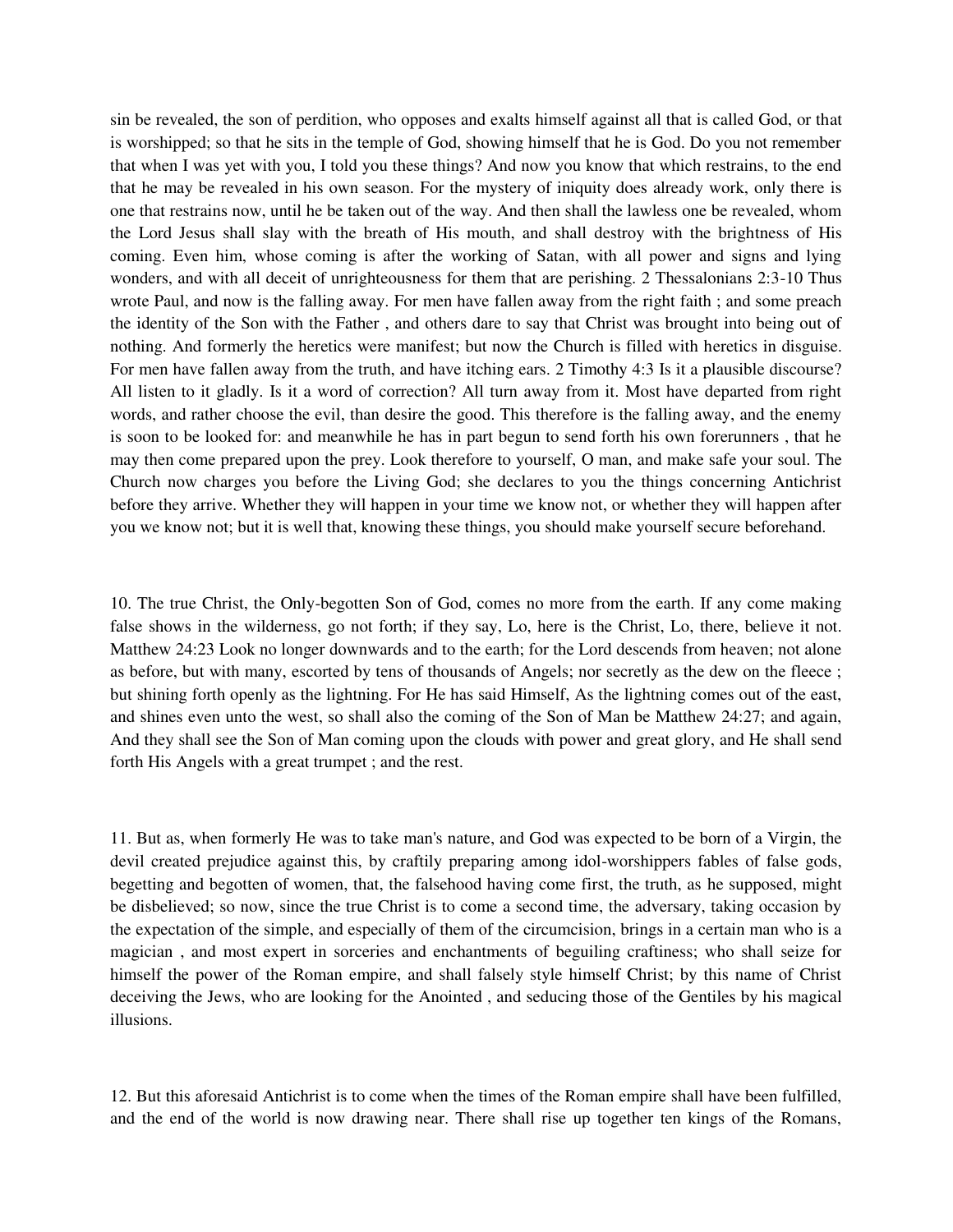sin be revealed, the son of perdition, who opposes and exalts himself against all that is called God, or that is worshipped; so that he sits in the temple of God, showing himself that he is God. Do you not remember that when I was yet with you, I told you these things? And now you know that which restrains, to the end that he may be revealed in his own season. For the mystery of iniquity does already work, only there is one that restrains now, until he be taken out of the way. And then shall the lawless one be revealed, whom the Lord Jesus shall slay with the breath of His mouth, and shall destroy with the brightness of His coming. Even him, whose coming is after the working of Satan, with all power and signs and lying wonders, and with all deceit of unrighteousness for them that are perishing. 2 Thessalonians 2:3-10 Thus wrote Paul, and now is the falling away. For men have fallen away from the right faith ; and some preach the identity of the Son with the Father , and others dare to say that Christ was brought into being out of nothing. And formerly the heretics were manifest; but now the Church is filled with heretics in disguise. For men have fallen away from the truth, and have itching ears. 2 Timothy 4:3 Is it a plausible discourse? All listen to it gladly. Is it a word of correction? All turn away from it. Most have departed from right words, and rather choose the evil, than desire the good. This therefore is the falling away, and the enemy is soon to be looked for: and meanwhile he has in part begun to send forth his own forerunners , that he may then come prepared upon the prey. Look therefore to yourself, O man, and make safe your soul. The Church now charges you before the Living God; she declares to you the things concerning Antichrist before they arrive. Whether they will happen in your time we know not, or whether they will happen after you we know not; but it is well that, knowing these things, you should make yourself secure beforehand.

10. The true Christ, the Only-begotten Son of God, comes no more from the earth. If any come making false shows in the wilderness, go not forth; if they say, Lo, here is the Christ, Lo, there, believe it not. Matthew 24:23 Look no longer downwards and to the earth; for the Lord descends from heaven; not alone as before, but with many, escorted by tens of thousands of Angels; nor secretly as the dew on the fleece ; but shining forth openly as the lightning. For He has said Himself, As the lightning comes out of the east, and shines even unto the west, so shall also the coming of the Son of Man be Matthew 24:27; and again, And they shall see the Son of Man coming upon the clouds with power and great glory, and He shall send forth His Angels with a great trumpet ; and the rest.

11. But as, when formerly He was to take man's nature, and God was expected to be born of a Virgin, the devil created prejudice against this, by craftily preparing among idol-worshippers fables of false gods, begetting and begotten of women, that, the falsehood having come first, the truth, as he supposed, might be disbelieved; so now, since the true Christ is to come a second time, the adversary, taking occasion by the expectation of the simple, and especially of them of the circumcision, brings in a certain man who is a magician , and most expert in sorceries and enchantments of beguiling craftiness; who shall seize for himself the power of the Roman empire, and shall falsely style himself Christ; by this name of Christ deceiving the Jews, who are looking for the Anointed , and seducing those of the Gentiles by his magical illusions.

12. But this aforesaid Antichrist is to come when the times of the Roman empire shall have been fulfilled, and the end of the world is now drawing near. There shall rise up together ten kings of the Romans,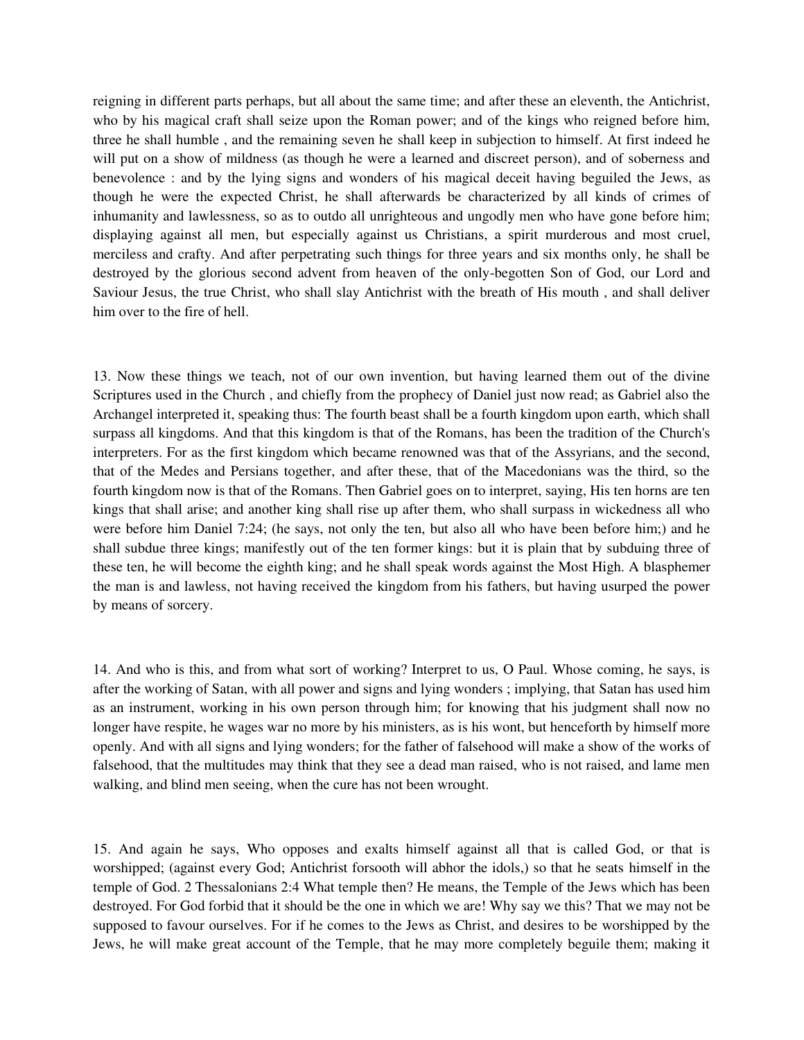reigning in different parts perhaps, but all about the same time; and after these an eleventh, the Antichrist, who by his magical craft shall seize upon the Roman power; and of the kings who reigned before him, three he shall humble , and the remaining seven he shall keep in subjection to himself. At first indeed he will put on a show of mildness (as though he were a learned and discreet person), and of soberness and benevolence : and by the lying signs and wonders of his magical deceit having beguiled the Jews, as though he were the expected Christ, he shall afterwards be characterized by all kinds of crimes of inhumanity and lawlessness, so as to outdo all unrighteous and ungodly men who have gone before him; displaying against all men, but especially against us Christians, a spirit murderous and most cruel, merciless and crafty. And after perpetrating such things for three years and six months only, he shall be destroyed by the glorious second advent from heaven of the only-begotten Son of God, our Lord and Saviour Jesus, the true Christ, who shall slay Antichrist with the breath of His mouth , and shall deliver him over to the fire of hell.

13. Now these things we teach, not of our own invention, but having learned them out of the divine Scriptures used in the Church , and chiefly from the prophecy of Daniel just now read; as Gabriel also the Archangel interpreted it, speaking thus: The fourth beast shall be a fourth kingdom upon earth, which shall surpass all kingdoms. And that this kingdom is that of the Romans, has been the tradition of the Church's interpreters. For as the first kingdom which became renowned was that of the Assyrians, and the second, that of the Medes and Persians together, and after these, that of the Macedonians was the third, so the fourth kingdom now is that of the Romans. Then Gabriel goes on to interpret, saying, His ten horns are ten kings that shall arise; and another king shall rise up after them, who shall surpass in wickedness all who were before him Daniel 7:24; (he says, not only the ten, but also all who have been before him;) and he shall subdue three kings; manifestly out of the ten former kings: but it is plain that by subduing three of these ten, he will become the eighth king; and he shall speak words against the Most High. A blasphemer the man is and lawless, not having received the kingdom from his fathers, but having usurped the power by means of sorcery.

14. And who is this, and from what sort of working? Interpret to us, O Paul. Whose coming, he says, is after the working of Satan, with all power and signs and lying wonders ; implying, that Satan has used him as an instrument, working in his own person through him; for knowing that his judgment shall now no longer have respite, he wages war no more by his ministers, as is his wont, but henceforth by himself more openly. And with all signs and lying wonders; for the father of falsehood will make a show of the works of falsehood, that the multitudes may think that they see a dead man raised, who is not raised, and lame men walking, and blind men seeing, when the cure has not been wrought.

15. And again he says, Who opposes and exalts himself against all that is called God, or that is worshipped; (against every God; Antichrist forsooth will abhor the idols,) so that he seats himself in the temple of God. 2 Thessalonians 2:4 What temple then? He means, the Temple of the Jews which has been destroyed. For God forbid that it should be the one in which we are! Why say we this? That we may not be supposed to favour ourselves. For if he comes to the Jews as Christ, and desires to be worshipped by the Jews, he will make great account of the Temple, that he may more completely beguile them; making it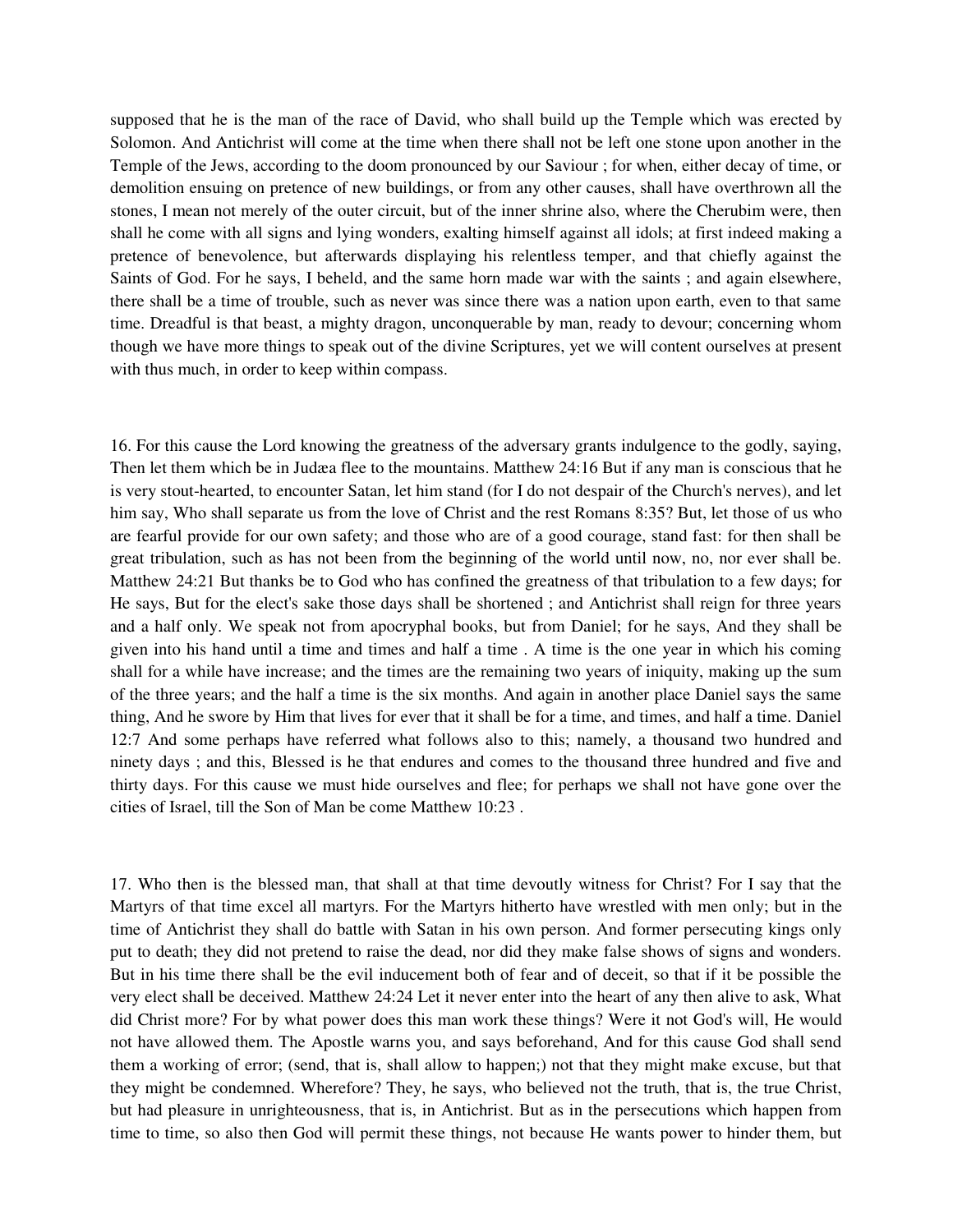supposed that he is the man of the race of David, who shall build up the Temple which was erected by Solomon. And Antichrist will come at the time when there shall not be left one stone upon another in the Temple of the Jews, according to the doom pronounced by our Saviour ; for when, either decay of time, or demolition ensuing on pretence of new buildings, or from any other causes, shall have overthrown all the stones, I mean not merely of the outer circuit, but of the inner shrine also, where the Cherubim were, then shall he come with all signs and lying wonders, exalting himself against all idols; at first indeed making a pretence of benevolence, but afterwards displaying his relentless temper, and that chiefly against the Saints of God. For he says, I beheld, and the same horn made war with the saints ; and again elsewhere, there shall be a time of trouble, such as never was since there was a nation upon earth, even to that same time. Dreadful is that beast, a mighty dragon, unconquerable by man, ready to devour; concerning whom though we have more things to speak out of the divine Scriptures, yet we will content ourselves at present with thus much, in order to keep within compass.

16. For this cause the Lord knowing the greatness of the adversary grants indulgence to the godly, saying, Then let them which be in Judæa flee to the mountains. Matthew 24:16 But if any man is conscious that he is very stout-hearted, to encounter Satan, let him stand (for I do not despair of the Church's nerves), and let him say, Who shall separate us from the love of Christ and the rest Romans 8:35? But, let those of us who are fearful provide for our own safety; and those who are of a good courage, stand fast: for then shall be great tribulation, such as has not been from the beginning of the world until now, no, nor ever shall be. Matthew 24:21 But thanks be to God who has confined the greatness of that tribulation to a few days; for He says, But for the elect's sake those days shall be shortened ; and Antichrist shall reign for three years and a half only. We speak not from apocryphal books, but from Daniel; for he says, And they shall be given into his hand until a time and times and half a time . A time is the one year in which his coming shall for a while have increase; and the times are the remaining two years of iniquity, making up the sum of the three years; and the half a time is the six months. And again in another place Daniel says the same thing, And he swore by Him that lives for ever that it shall be for a time, and times, and half a time. Daniel 12:7 And some perhaps have referred what follows also to this; namely, a thousand two hundred and ninety days ; and this, Blessed is he that endures and comes to the thousand three hundred and five and thirty days. For this cause we must hide ourselves and flee; for perhaps we shall not have gone over the cities of Israel, till the Son of Man be come Matthew 10:23 .

17. Who then is the blessed man, that shall at that time devoutly witness for Christ? For I say that the Martyrs of that time excel all martyrs. For the Martyrs hitherto have wrestled with men only; but in the time of Antichrist they shall do battle with Satan in his own person. And former persecuting kings only put to death; they did not pretend to raise the dead, nor did they make false shows of signs and wonders. But in his time there shall be the evil inducement both of fear and of deceit, so that if it be possible the very elect shall be deceived. Matthew 24:24 Let it never enter into the heart of any then alive to ask, What did Christ more? For by what power does this man work these things? Were it not God's will, He would not have allowed them. The Apostle warns you, and says beforehand, And for this cause God shall send them a working of error; (send, that is, shall allow to happen;) not that they might make excuse, but that they might be condemned. Wherefore? They, he says, who believed not the truth, that is, the true Christ, but had pleasure in unrighteousness, that is, in Antichrist. But as in the persecutions which happen from time to time, so also then God will permit these things, not because He wants power to hinder them, but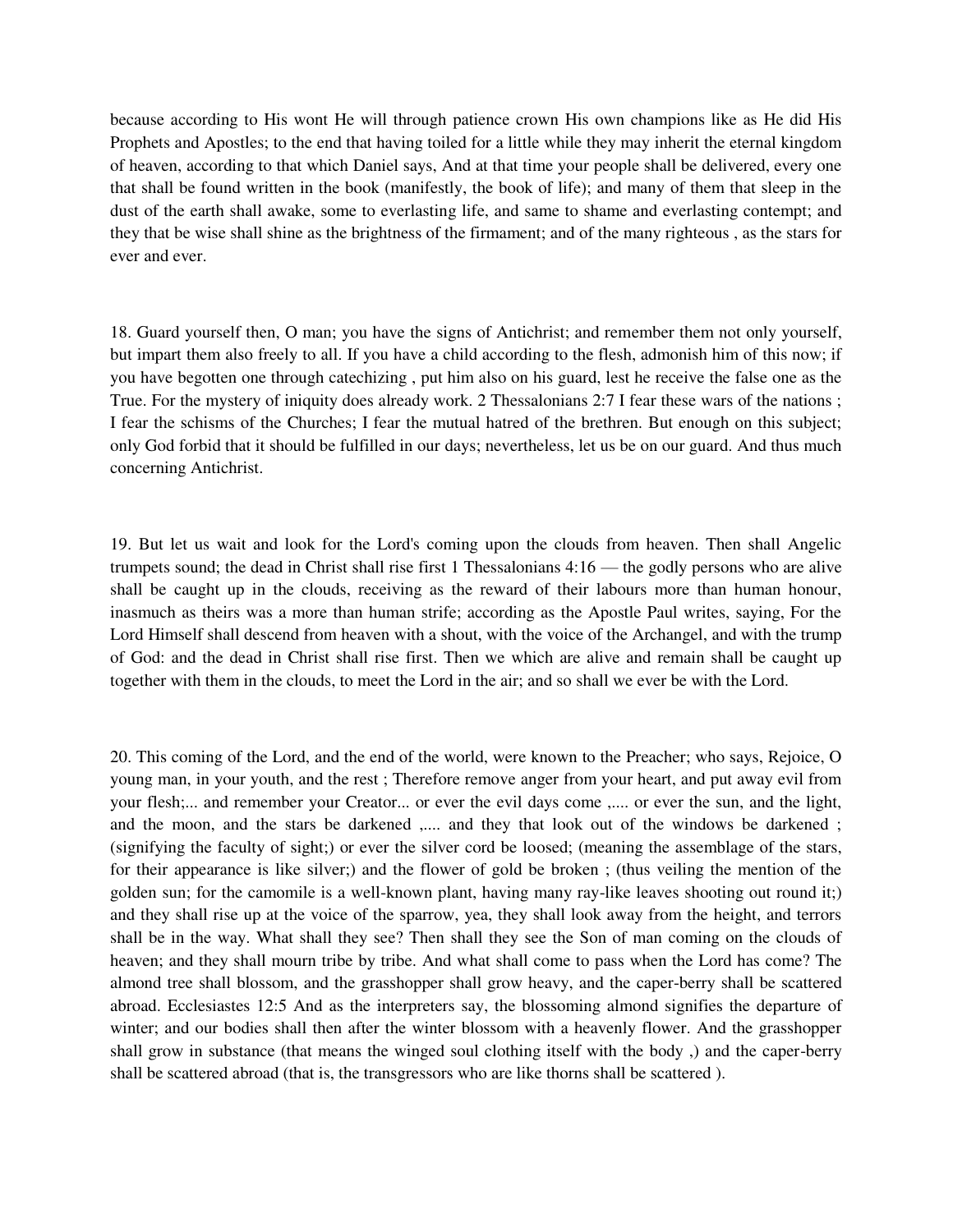because according to His wont He will through patience crown His own champions like as He did His Prophets and Apostles; to the end that having toiled for a little while they may inherit the eternal kingdom of heaven, according to that which Daniel says, And at that time your people shall be delivered, every one that shall be found written in the book (manifestly, the book of life); and many of them that sleep in the dust of the earth shall awake, some to everlasting life, and same to shame and everlasting contempt; and they that be wise shall shine as the brightness of the firmament; and of the many righteous , as the stars for ever and ever.

18. Guard yourself then, O man; you have the signs of Antichrist; and remember them not only yourself, but impart them also freely to all. If you have a child according to the flesh, admonish him of this now; if you have begotten one through catechizing , put him also on his guard, lest he receive the false one as the True. For the mystery of iniquity does already work. 2 Thessalonians 2:7 I fear these wars of the nations ; I fear the schisms of the Churches; I fear the mutual hatred of the brethren. But enough on this subject; only God forbid that it should be fulfilled in our days; nevertheless, let us be on our guard. And thus much concerning Antichrist.

19. But let us wait and look for the Lord's coming upon the clouds from heaven. Then shall Angelic trumpets sound; the dead in Christ shall rise first 1 Thessalonians 4:16 — the godly persons who are alive shall be caught up in the clouds, receiving as the reward of their labours more than human honour, inasmuch as theirs was a more than human strife; according as the Apostle Paul writes, saying, For the Lord Himself shall descend from heaven with a shout, with the voice of the Archangel, and with the trump of God: and the dead in Christ shall rise first. Then we which are alive and remain shall be caught up together with them in the clouds, to meet the Lord in the air; and so shall we ever be with the Lord.

20. This coming of the Lord, and the end of the world, were known to the Preacher; who says, Rejoice, O young man, in your youth, and the rest ; Therefore remove anger from your heart, and put away evil from your flesh;... and remember your Creator... or ever the evil days come ,.... or ever the sun, and the light, and the moon, and the stars be darkened ,.... and they that look out of the windows be darkened ; (signifying the faculty of sight;) or ever the silver cord be loosed; (meaning the assemblage of the stars, for their appearance is like silver;) and the flower of gold be broken ; (thus veiling the mention of the golden sun; for the camomile is a well-known plant, having many ray-like leaves shooting out round it;) and they shall rise up at the voice of the sparrow, yea, they shall look away from the height, and terrors shall be in the way. What shall they see? Then shall they see the Son of man coming on the clouds of heaven; and they shall mourn tribe by tribe. And what shall come to pass when the Lord has come? The almond tree shall blossom, and the grasshopper shall grow heavy, and the caper-berry shall be scattered abroad. Ecclesiastes 12:5 And as the interpreters say, the blossoming almond signifies the departure of winter; and our bodies shall then after the winter blossom with a heavenly flower. And the grasshopper shall grow in substance (that means the winged soul clothing itself with the body ,) and the caper-berry shall be scattered abroad (that is, the transgressors who are like thorns shall be scattered ).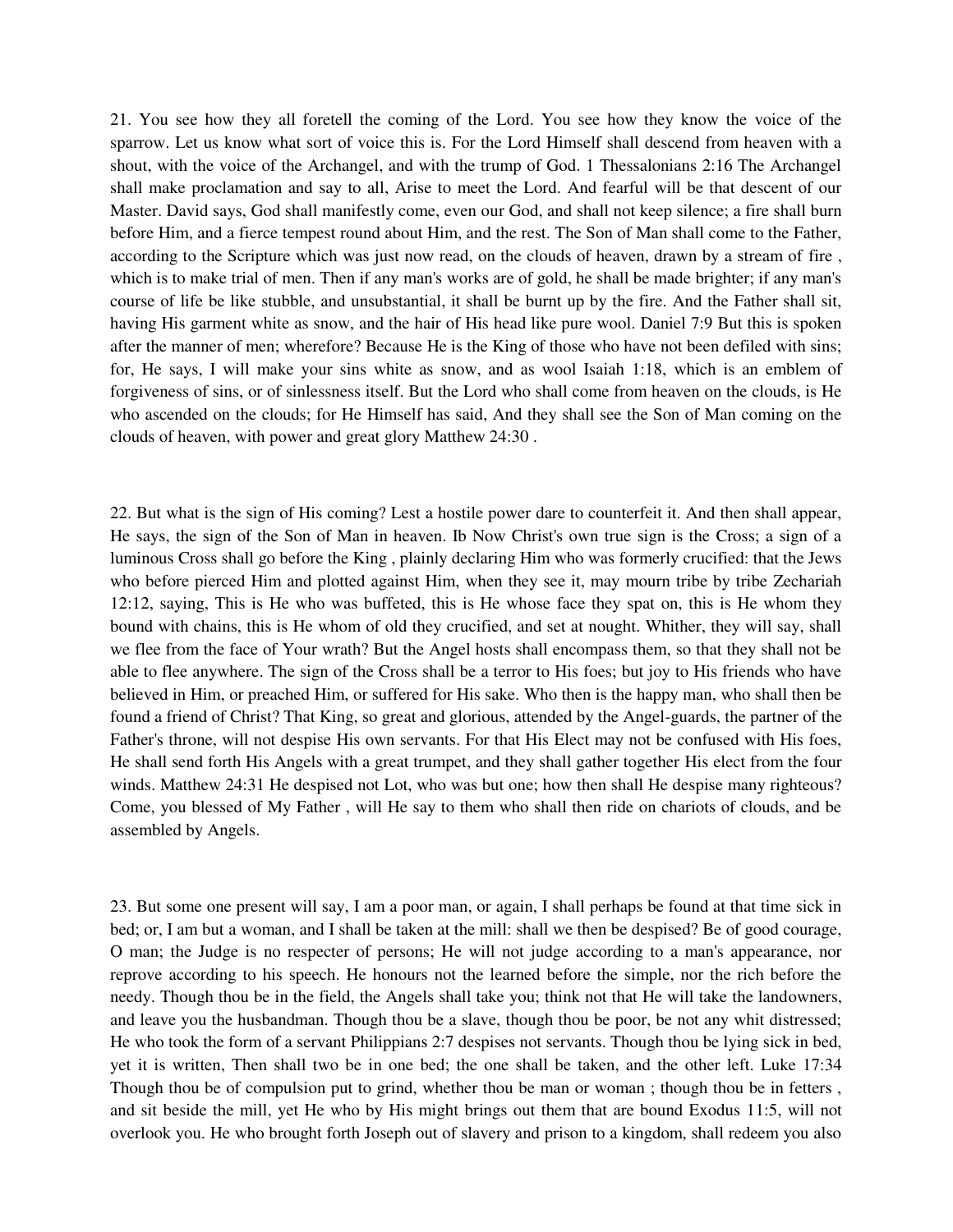21. You see how they all foretell the coming of the Lord. You see how they know the voice of the sparrow. Let us know what sort of voice this is. For the Lord Himself shall descend from heaven with a shout, with the voice of the Archangel, and with the trump of God. 1 Thessalonians 2:16 The Archangel shall make proclamation and say to all, Arise to meet the Lord. And fearful will be that descent of our Master. David says, God shall manifestly come, even our God, and shall not keep silence; a fire shall burn before Him, and a fierce tempest round about Him, and the rest. The Son of Man shall come to the Father, according to the Scripture which was just now read, on the clouds of heaven, drawn by a stream of fire , which is to make trial of men. Then if any man's works are of gold, he shall be made brighter; if any man's course of life be like stubble, and unsubstantial, it shall be burnt up by the fire. And the Father shall sit, having His garment white as snow, and the hair of His head like pure wool. Daniel 7:9 But this is spoken after the manner of men; wherefore? Because He is the King of those who have not been defiled with sins; for, He says, I will make your sins white as snow, and as wool Isaiah 1:18, which is an emblem of forgiveness of sins, or of sinlessness itself. But the Lord who shall come from heaven on the clouds, is He who ascended on the clouds; for He Himself has said, And they shall see the Son of Man coming on the clouds of heaven, with power and great glory Matthew 24:30 .

22. But what is the sign of His coming? Lest a hostile power dare to counterfeit it. And then shall appear, He says, the sign of the Son of Man in heaven. Ib Now Christ's own true sign is the Cross; a sign of a luminous Cross shall go before the King , plainly declaring Him who was formerly crucified: that the Jews who before pierced Him and plotted against Him, when they see it, may mourn tribe by tribe Zechariah 12:12, saying, This is He who was buffeted, this is He whose face they spat on, this is He whom they bound with chains, this is He whom of old they crucified, and set at nought. Whither, they will say, shall we flee from the face of Your wrath? But the Angel hosts shall encompass them, so that they shall not be able to flee anywhere. The sign of the Cross shall be a terror to His foes; but joy to His friends who have believed in Him, or preached Him, or suffered for His sake. Who then is the happy man, who shall then be found a friend of Christ? That King, so great and glorious, attended by the Angel-guards, the partner of the Father's throne, will not despise His own servants. For that His Elect may not be confused with His foes, He shall send forth His Angels with a great trumpet, and they shall gather together His elect from the four winds. Matthew 24:31 He despised not Lot, who was but one; how then shall He despise many righteous? Come, you blessed of My Father , will He say to them who shall then ride on chariots of clouds, and be assembled by Angels.

23. But some one present will say, I am a poor man, or again, I shall perhaps be found at that time sick in bed; or, I am but a woman, and I shall be taken at the mill: shall we then be despised? Be of good courage, O man; the Judge is no respecter of persons; He will not judge according to a man's appearance, nor reprove according to his speech. He honours not the learned before the simple, nor the rich before the needy. Though thou be in the field, the Angels shall take you; think not that He will take the landowners, and leave you the husbandman. Though thou be a slave, though thou be poor, be not any whit distressed; He who took the form of a servant Philippians 2:7 despises not servants. Though thou be lying sick in bed, yet it is written, Then shall two be in one bed; the one shall be taken, and the other left. Luke 17:34 Though thou be of compulsion put to grind, whether thou be man or woman ; though thou be in fetters , and sit beside the mill, yet He who by His might brings out them that are bound Exodus 11:5, will not overlook you. He who brought forth Joseph out of slavery and prison to a kingdom, shall redeem you also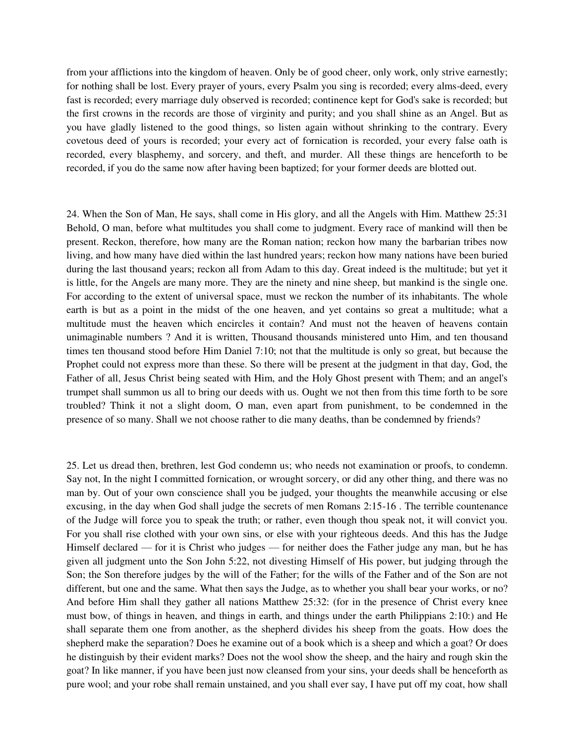from your afflictions into the kingdom of heaven. Only be of good cheer, only work, only strive earnestly; for nothing shall be lost. Every prayer of yours, every Psalm you sing is recorded; every alms-deed, every fast is recorded; every marriage duly observed is recorded; continence kept for God's sake is recorded; but the first crowns in the records are those of virginity and purity; and you shall shine as an Angel. But as you have gladly listened to the good things, so listen again without shrinking to the contrary. Every covetous deed of yours is recorded; your every act of fornication is recorded, your every false oath is recorded, every blasphemy, and sorcery, and theft, and murder. All these things are henceforth to be recorded, if you do the same now after having been baptized; for your former deeds are blotted out.

24. When the Son of Man, He says, shall come in His glory, and all the Angels with Him. Matthew 25:31 Behold, O man, before what multitudes you shall come to judgment. Every race of mankind will then be present. Reckon, therefore, how many are the Roman nation; reckon how many the barbarian tribes now living, and how many have died within the last hundred years; reckon how many nations have been buried during the last thousand years; reckon all from Adam to this day. Great indeed is the multitude; but yet it is little, for the Angels are many more. They are the ninety and nine sheep, but mankind is the single one. For according to the extent of universal space, must we reckon the number of its inhabitants. The whole earth is but as a point in the midst of the one heaven, and yet contains so great a multitude; what a multitude must the heaven which encircles it contain? And must not the heaven of heavens contain unimaginable numbers ? And it is written, Thousand thousands ministered unto Him, and ten thousand times ten thousand stood before Him Daniel 7:10; not that the multitude is only so great, but because the Prophet could not express more than these. So there will be present at the judgment in that day, God, the Father of all, Jesus Christ being seated with Him, and the Holy Ghost present with Them; and an angel's trumpet shall summon us all to bring our deeds with us. Ought we not then from this time forth to be sore troubled? Think it not a slight doom, O man, even apart from punishment, to be condemned in the presence of so many. Shall we not choose rather to die many deaths, than be condemned by friends?

25. Let us dread then, brethren, lest God condemn us; who needs not examination or proofs, to condemn. Say not, In the night I committed fornication, or wrought sorcery, or did any other thing, and there was no man by. Out of your own conscience shall you be judged, your thoughts the meanwhile accusing or else excusing, in the day when God shall judge the secrets of men Romans 2:15-16 . The terrible countenance of the Judge will force you to speak the truth; or rather, even though thou speak not, it will convict you. For you shall rise clothed with your own sins, or else with your righteous deeds. And this has the Judge Himself declared — for it is Christ who judges — for neither does the Father judge any man, but he has given all judgment unto the Son John 5:22, not divesting Himself of His power, but judging through the Son; the Son therefore judges by the will of the Father; for the wills of the Father and of the Son are not different, but one and the same. What then says the Judge, as to whether you shall bear your works, or no? And before Him shall they gather all nations Matthew 25:32: (for in the presence of Christ every knee must bow, of things in heaven, and things in earth, and things under the earth Philippians 2:10:) and He shall separate them one from another, as the shepherd divides his sheep from the goats. How does the shepherd make the separation? Does he examine out of a book which is a sheep and which a goat? Or does he distinguish by their evident marks? Does not the wool show the sheep, and the hairy and rough skin the goat? In like manner, if you have been just now cleansed from your sins, your deeds shall be henceforth as pure wool; and your robe shall remain unstained, and you shall ever say, I have put off my coat, how shall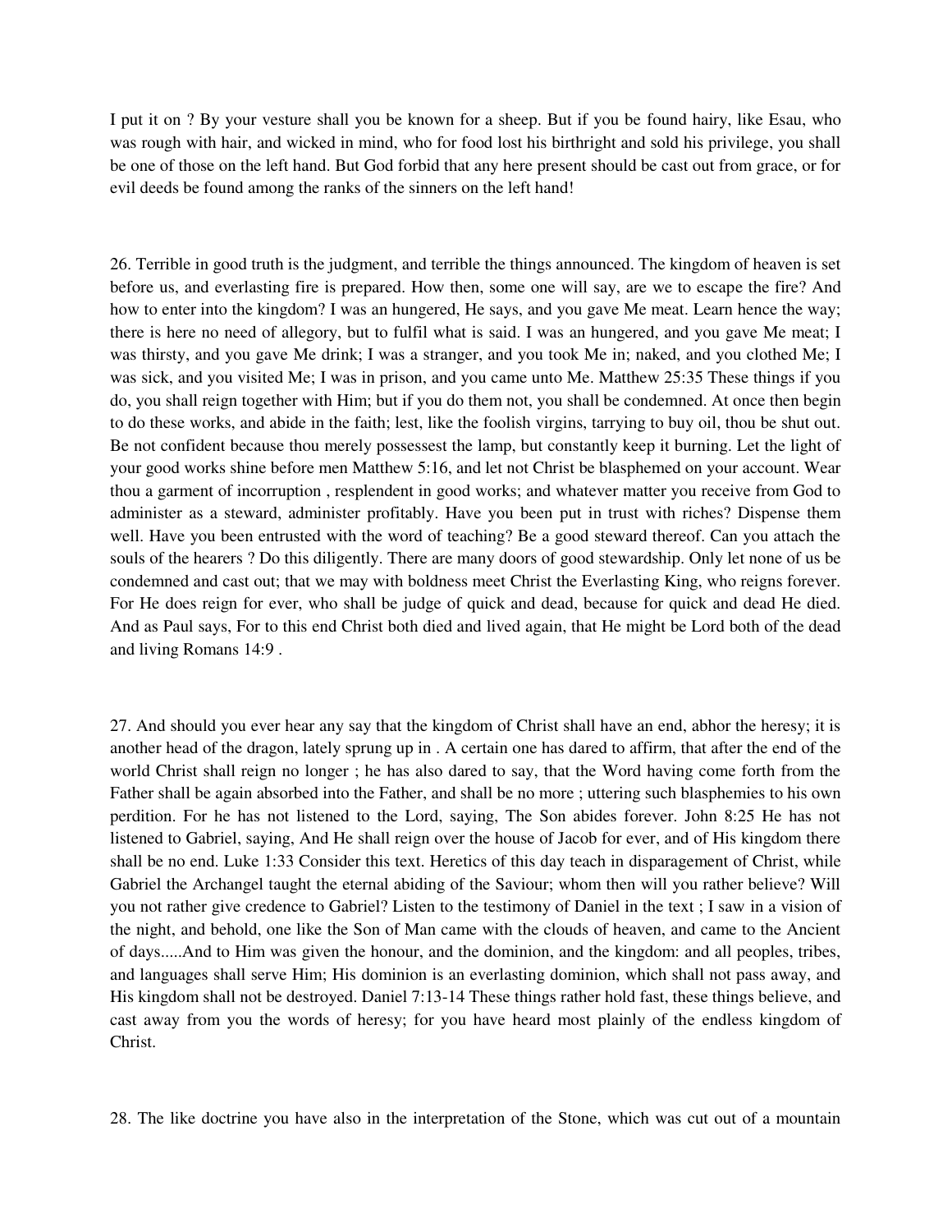I put it on ? By your vesture shall you be known for a sheep. But if you be found hairy, like Esau, who was rough with hair, and wicked in mind, who for food lost his birthright and sold his privilege, you shall be one of those on the left hand. But God forbid that any here present should be cast out from grace, or for evil deeds be found among the ranks of the sinners on the left hand!

26. Terrible in good truth is the judgment, and terrible the things announced. The kingdom of heaven is set before us, and everlasting fire is prepared. How then, some one will say, are we to escape the fire? And how to enter into the kingdom? I was an hungered, He says, and you gave Me meat. Learn hence the way; there is here no need of allegory, but to fulfil what is said. I was an hungered, and you gave Me meat; I was thirsty, and you gave Me drink; I was a stranger, and you took Me in; naked, and you clothed Me; I was sick, and you visited Me; I was in prison, and you came unto Me. Matthew 25:35 These things if you do, you shall reign together with Him; but if you do them not, you shall be condemned. At once then begin to do these works, and abide in the faith; lest, like the foolish virgins, tarrying to buy oil, thou be shut out. Be not confident because thou merely possessest the lamp, but constantly keep it burning. Let the light of your good works shine before men Matthew 5:16, and let not Christ be blasphemed on your account. Wear thou a garment of incorruption , resplendent in good works; and whatever matter you receive from God to administer as a steward, administer profitably. Have you been put in trust with riches? Dispense them well. Have you been entrusted with the word of teaching? Be a good steward thereof. Can you attach the souls of the hearers ? Do this diligently. There are many doors of good stewardship. Only let none of us be condemned and cast out; that we may with boldness meet Christ the Everlasting King, who reigns forever. For He does reign for ever, who shall be judge of quick and dead, because for quick and dead He died. And as Paul says, For to this end Christ both died and lived again, that He might be Lord both of the dead and living Romans 14:9 .

27. And should you ever hear any say that the kingdom of Christ shall have an end, abhor the heresy; it is another head of the dragon, lately sprung up in . A certain one has dared to affirm, that after the end of the world Christ shall reign no longer ; he has also dared to say, that the Word having come forth from the Father shall be again absorbed into the Father, and shall be no more ; uttering such blasphemies to his own perdition. For he has not listened to the Lord, saying, The Son abides forever. John 8:25 He has not listened to Gabriel, saying, And He shall reign over the house of Jacob for ever, and of His kingdom there shall be no end. Luke 1:33 Consider this text. Heretics of this day teach in disparagement of Christ, while Gabriel the Archangel taught the eternal abiding of the Saviour; whom then will you rather believe? Will you not rather give credence to Gabriel? Listen to the testimony of Daniel in the text ; I saw in a vision of the night, and behold, one like the Son of Man came with the clouds of heaven, and came to the Ancient of days.....And to Him was given the honour, and the dominion, and the kingdom: and all peoples, tribes, and languages shall serve Him; His dominion is an everlasting dominion, which shall not pass away, and His kingdom shall not be destroyed. Daniel 7:13-14 These things rather hold fast, these things believe, and cast away from you the words of heresy; for you have heard most plainly of the endless kingdom of Christ.

28. The like doctrine you have also in the interpretation of the Stone, which was cut out of a mountain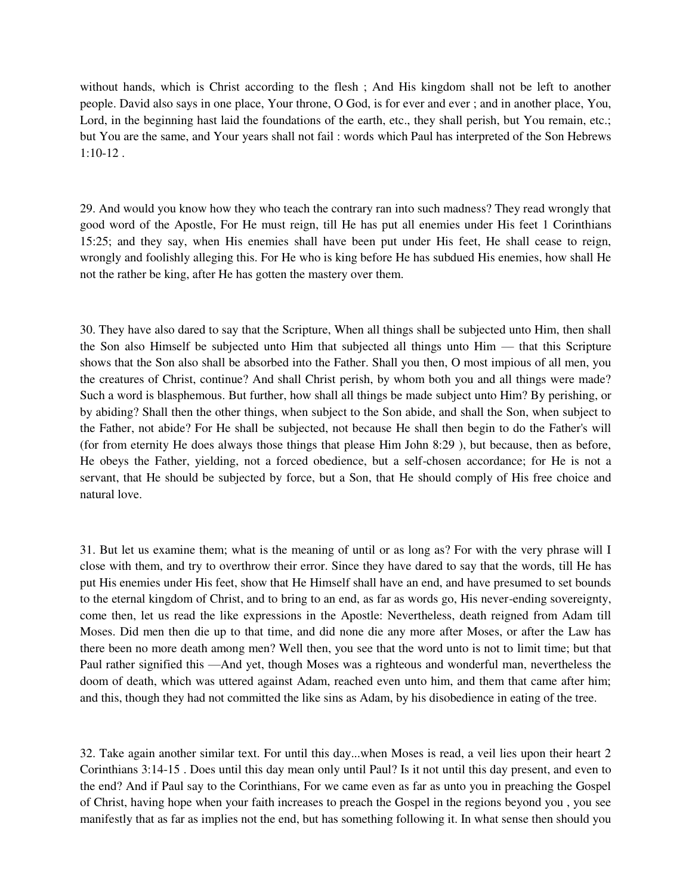without hands, which is Christ according to the flesh ; And His kingdom shall not be left to another people. David also says in one place, Your throne, O God, is for ever and ever ; and in another place, You, Lord, in the beginning hast laid the foundations of the earth, etc., they shall perish, but You remain, etc.; but You are the same, and Your years shall not fail : words which Paul has interpreted of the Son Hebrews 1:10-12 .

29. And would you know how they who teach the contrary ran into such madness? They read wrongly that good word of the Apostle, For He must reign, till He has put all enemies under His feet 1 Corinthians 15:25; and they say, when His enemies shall have been put under His feet, He shall cease to reign, wrongly and foolishly alleging this. For He who is king before He has subdued His enemies, how shall He not the rather be king, after He has gotten the mastery over them.

30. They have also dared to say that the Scripture, When all things shall be subjected unto Him, then shall the Son also Himself be subjected unto Him that subjected all things unto Him — that this Scripture shows that the Son also shall be absorbed into the Father. Shall you then, O most impious of all men, you the creatures of Christ, continue? And shall Christ perish, by whom both you and all things were made? Such a word is blasphemous. But further, how shall all things be made subject unto Him? By perishing, or by abiding? Shall then the other things, when subject to the Son abide, and shall the Son, when subject to the Father, not abide? For He shall be subjected, not because He shall then begin to do the Father's will (for from eternity He does always those things that please Him John 8:29 ), but because, then as before, He obeys the Father, yielding, not a forced obedience, but a self-chosen accordance; for He is not a servant, that He should be subjected by force, but a Son, that He should comply of His free choice and natural love.

31. But let us examine them; what is the meaning of until or as long as? For with the very phrase will I close with them, and try to overthrow their error. Since they have dared to say that the words, till He has put His enemies under His feet, show that He Himself shall have an end, and have presumed to set bounds to the eternal kingdom of Christ, and to bring to an end, as far as words go, His never-ending sovereignty, come then, let us read the like expressions in the Apostle: Nevertheless, death reigned from Adam till Moses. Did men then die up to that time, and did none die any more after Moses, or after the Law has there been no more death among men? Well then, you see that the word unto is not to limit time; but that Paul rather signified this —And yet, though Moses was a righteous and wonderful man, nevertheless the doom of death, which was uttered against Adam, reached even unto him, and them that came after him; and this, though they had not committed the like sins as Adam, by his disobedience in eating of the tree.

32. Take again another similar text. For until this day...when Moses is read, a veil lies upon their heart 2 Corinthians 3:14-15 . Does until this day mean only until Paul? Is it not until this day present, and even to the end? And if Paul say to the Corinthians, For we came even as far as unto you in preaching the Gospel of Christ, having hope when your faith increases to preach the Gospel in the regions beyond you , you see manifestly that as far as implies not the end, but has something following it. In what sense then should you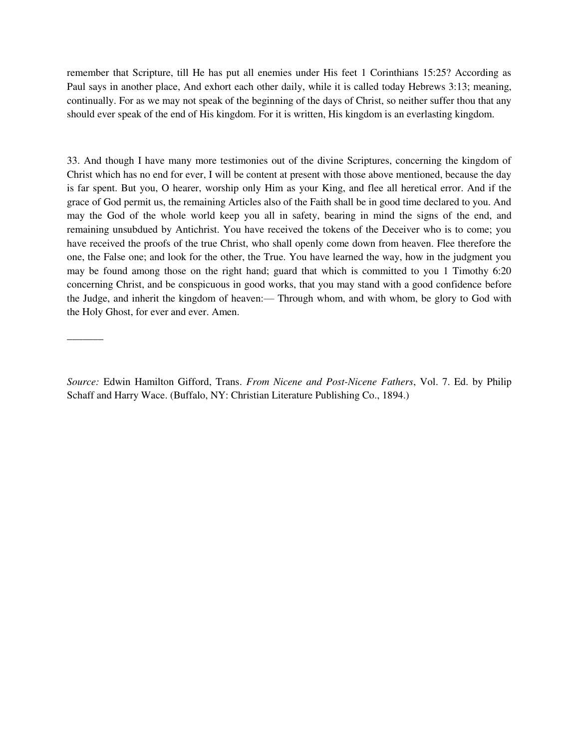remember that Scripture, till He has put all enemies under His feet 1 Corinthians 15:25? According as Paul says in another place, And exhort each other daily, while it is called today Hebrews 3:13; meaning, continually. For as we may not speak of the beginning of the days of Christ, so neither suffer thou that any should ever speak of the end of His kingdom. For it is written, His kingdom is an everlasting kingdom.

33. And though I have many more testimonies out of the divine Scriptures, concerning the kingdom of Christ which has no end for ever, I will be content at present with those above mentioned, because the day is far spent. But you, O hearer, worship only Him as your King, and flee all heretical error. And if the grace of God permit us, the remaining Articles also of the Faith shall be in good time declared to you. And may the God of the whole world keep you all in safety, bearing in mind the signs of the end, and remaining unsubdued by Antichrist. You have received the tokens of the Deceiver who is to come; you have received the proofs of the true Christ, who shall openly come down from heaven. Flee therefore the one, the False one; and look for the other, the True. You have learned the way, how in the judgment you may be found among those on the right hand; guard that which is committed to you 1 Timothy 6:20 concerning Christ, and be conspicuous in good works, that you may stand with a good confidence before the Judge, and inherit the kingdom of heaven:— Through whom, and with whom, be glory to God with the Holy Ghost, for ever and ever. Amen.

_______

*Source:* Edwin Hamilton Gifford, Trans. *From Nicene and Post-Nicene Fathers*, Vol. 7. Ed. by Philip Schaff and Harry Wace. (Buffalo, NY: Christian Literature Publishing Co., 1894.)